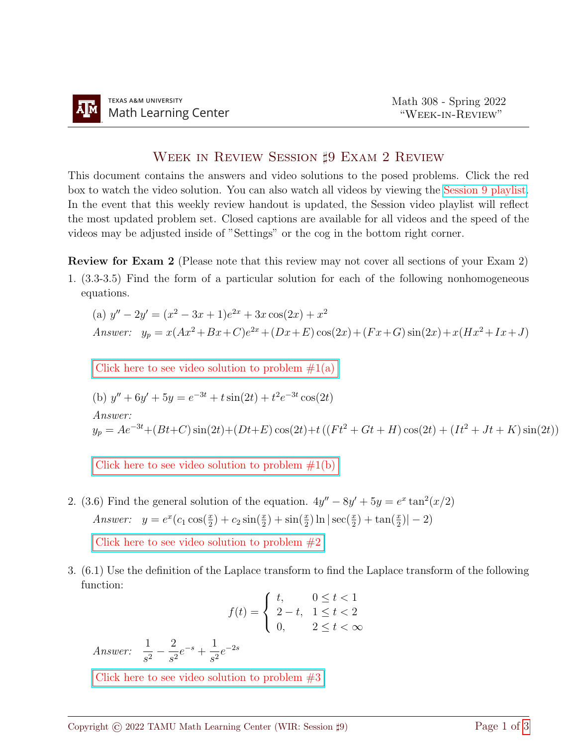TEXAS A&M UNIVERSITY
Math Learning Center

Math 308 - Spring 2022
"Week-in-Review"

# Week in Review Session ♯9 Exam 2 Review

This document contains the answers and video solutions to the posed problems. Click the red box to watch the video solution. You can also watch all videos by viewing the Session 9 playlist. In the event that this weekly review handout is updated, the Session video playlist will reflect the most updated problem set. Closed captions are available for all videos and the speed of the videos may be adjusted inside of "Settings" or the cog in the bottom right corner.

**Review for Exam 2** (Please note that this review may not cover all sections of your Exam 2)

1. (3.3-3.5) Find the form of a particular solution for each of the following nonhomogeneous equations.

   (a) $y'' - 2y' = (x^2 - 3x + 1)e^{2x} + 3x\cos(2x) + x^2$

   *Answer:* $y_p = x(Ax^2+Bx+C)e^{2x}+(Dx+E)\cos(2x)+(Fx+G)\sin(2x)+x(Hx^2+Ix+J)$

   Click here to see video solution to problem #1(a)

   (b) $y'' + 6y' + 5y = e^{-3t} + t\sin(2t) + t^2 e^{-3t}\cos(2t)$

   *Answer:*
   $y_p = Ae^{-3t}+(Bt+C)\sin(2t)+(Dt+E)\cos(2t)+t\left((Ft^2+Gt+H)\cos(2t) + (It^2+Jt+K)\sin(2t)\right)$

   Click here to see video solution to problem #1(b)

2. (3.6) Find the general solution of the equation. $4y'' - 8y' + 5y = e^x \tan^2(x/2)$

   *Answer:* $y = e^x(c_1\cos(\frac{x}{2}) + c_2\sin(\frac{x}{2}) + \sin(\frac{x}{2})\ln|\sec(\frac{x}{2}) + \tan(\frac{x}{2})| - 2)$

   Click here to see video solution to problem #2

3. (6.1) Use the definition of the Laplace transform to find the Laplace transform of the following function:

$$f(t) = \begin{cases} t, & 0 \le t < 1 \\ 2-t, & 1 \le t < 2 \\ 0, & 2 \le t < \infty \end{cases}$$

   *Answer:* $\dfrac{1}{s^2} - \dfrac{2}{s^2}e^{-s} + \dfrac{1}{s^2}e^{-2s}$

   Click here to see video solution to problem #3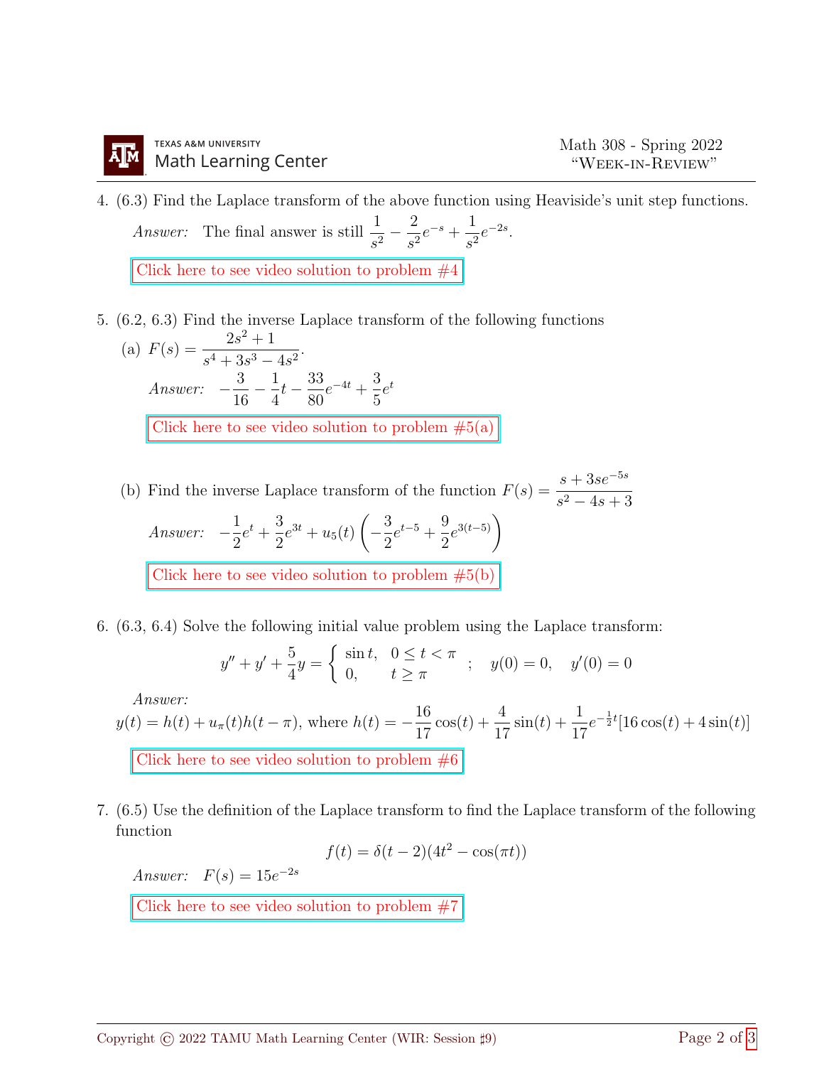4. (6.3) Find the Laplace transform of the above function using Heaviside's unit step functions.

   *Answer:* The final answer is still $\dfrac{1}{s^2} - \dfrac{2}{s^2}e^{-s} + \dfrac{1}{s^2}e^{-2s}$.

   Click here to see video solution to problem #4

5. (6.2, 6.3) Find the inverse Laplace transform of the following functions

   (a) $F(s) = \dfrac{2s^2+1}{s^4+3s^3-4s^2}$.

   *Answer:* $-\dfrac{3}{16} - \dfrac{1}{4}t - \dfrac{33}{80}e^{-4t} + \dfrac{3}{5}e^{t}$

   Click here to see video solution to problem #5(a)

   (b) Find the inverse Laplace transform of the function $F(s) = \dfrac{s+3se^{-5s}}{s^2-4s+3}$

   *Answer:* $-\dfrac{1}{2}e^{t} + \dfrac{3}{2}e^{3t} + u_5(t)\left(-\dfrac{3}{2}e^{t-5} + \dfrac{9}{2}e^{3(t-5)}\right)$

   Click here to see video solution to problem #5(b)

6. (6.3, 6.4) Solve the following initial value problem using the Laplace transform:

$$y'' + y' + \frac{5}{4}y = \begin{cases} \sin t, & 0 \le t < \pi \\ 0, & t \ge \pi \end{cases} \quad ; \quad y(0) = 0, \quad y'(0) = 0$$

   *Answer:*
   $y(t) = h(t) + u_\pi(t)h(t-\pi)$, where $h(t) = -\dfrac{16}{17}\cos(t) + \dfrac{4}{17}\sin(t) + \dfrac{1}{17}e^{-\frac{1}{2}t}[16\cos(t) + 4\sin(t)]$

   Click here to see video solution to problem #6

7. (6.5) Use the definition of the Laplace transform to find the Laplace transform of the following function

$$f(t) = \delta(t-2)(4t^2 - \cos(\pi t))$$

   *Answer:* $F(s) = 15e^{-2s}$

   Click here to see video solution to problem #7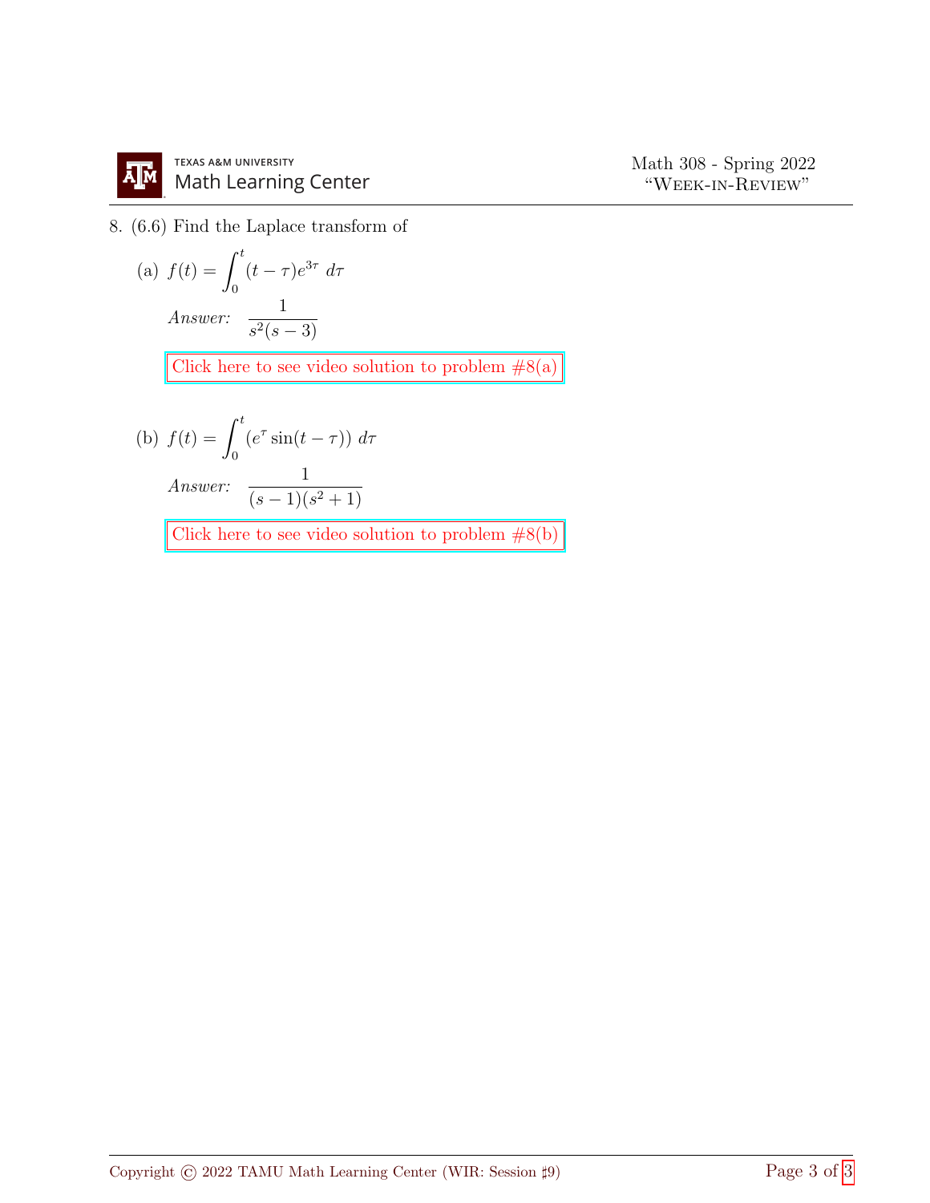8. (6.6) Find the Laplace transform of

   (a) $f(t) = \displaystyle\int_0^t (t-\tau)e^{3\tau}\, d\tau$

   *Answer:* $\dfrac{1}{s^2(s-3)}$

   Click here to see video solution to problem #8(a)

   (b) $f(t) = \displaystyle\int_0^t \left(e^{\tau}\sin(t-\tau)\right) d\tau$

   *Answer:* $\dfrac{1}{(s-1)(s^2+1)}$

   Click here to see video solution to problem #8(b)